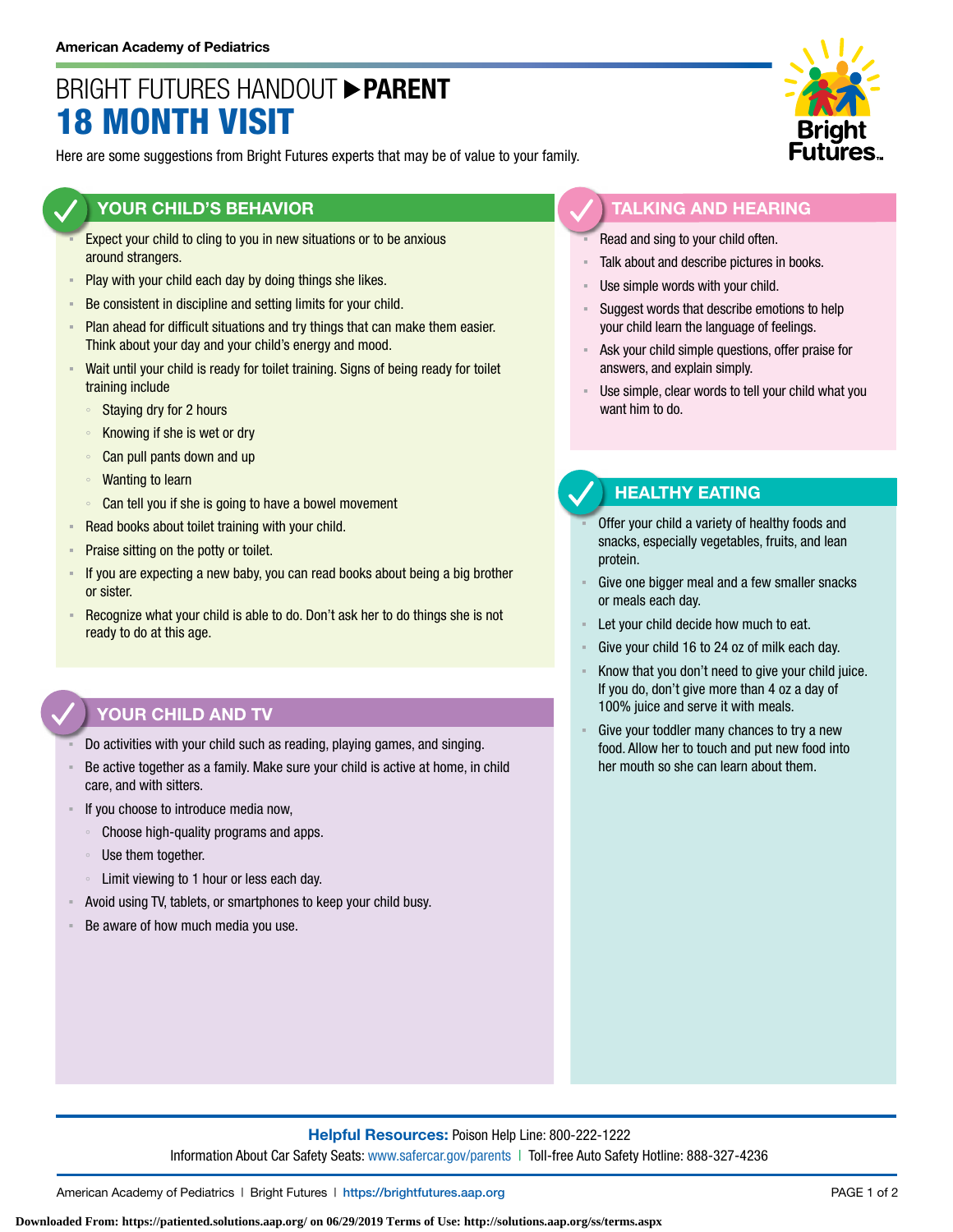American Academy of Pediatrics

# BRIGHT FUTURES HANDOUT ▶ PARENT
# 18 MONTH VISIT

Here are some suggestions from Bright Futures experts that may be of value to your family.

## YOUR CHILD'S BEHAVIOR

- Expect your child to cling to you in new situations or to be anxious around strangers.
- Play with your child each day by doing things she likes.
- Be consistent in discipline and setting limits for your child.
- Plan ahead for difficult situations and try things that can make them easier. Think about your day and your child's energy and mood.
- Wait until your child is ready for toilet training. Signs of being ready for toilet training include
    - Staying dry for 2 hours
    - Knowing if she is wet or dry
    - Can pull pants down and up
    - Wanting to learn
    - Can tell you if she is going to have a bowel movement
- Read books about toilet training with your child.
- Praise sitting on the potty or toilet.
- If you are expecting a new baby, you can read books about being a big brother or sister.
- Recognize what your child is able to do. Don't ask her to do things she is not ready to do at this age.

## YOUR CHILD AND TV

- Do activities with your child such as reading, playing games, and singing.
- Be active together as a family. Make sure your child is active at home, in child care, and with sitters.
- If you choose to introduce media now,
    - Choose high-quality programs and apps.
    - Use them together.
    - Limit viewing to 1 hour or less each day.
- Avoid using TV, tablets, or smartphones to keep your child busy.
- Be aware of how much media you use.

## TALKING AND HEARING

- Read and sing to your child often.
- Talk about and describe pictures in books.
- Use simple words with your child.
- Suggest words that describe emotions to help your child learn the language of feelings.
- Ask your child simple questions, offer praise for answers, and explain simply.
- Use simple, clear words to tell your child what you want him to do.

## HEALTHY EATING

- Offer your child a variety of healthy foods and snacks, especially vegetables, fruits, and lean protein.
- Give one bigger meal and a few smaller snacks or meals each day.
- Let your child decide how much to eat.
- Give your child 16 to 24 oz of milk each day.
- Know that you don't need to give your child juice. If you do, don't give more than 4 oz a day of 100% juice and serve it with meals.
- Give your toddler many chances to try a new food. Allow her to touch and put new food into her mouth so she can learn about them.

**Helpful Resources:** Poison Help Line: 800-222-1222
Information About Car Safety Seats: www.safercar.gov/parents | Toll-free Auto Safety Hotline: 888-327-4236

American Academy of Pediatrics | Bright Futures | https://brightfutures.aap.org

Downloaded From: https://patiented.solutions.aap.org/ on 06/29/2019 Terms of Use: http://solutions.aap.org/ss/terms.aspx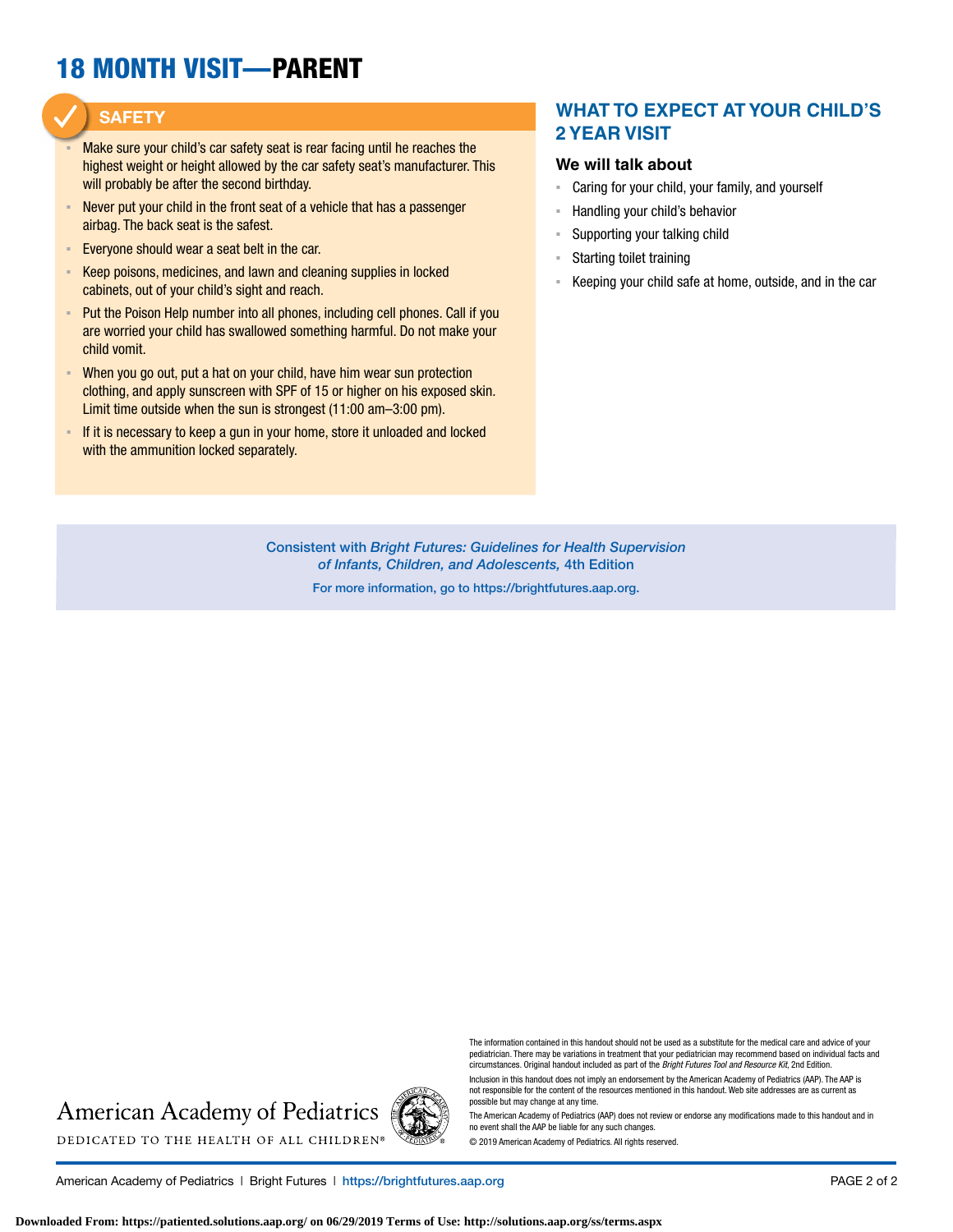# 18 MONTH VISIT—PARENT

## SAFETY

- Make sure your child's car safety seat is rear facing until he reaches the highest weight or height allowed by the car safety seat's manufacturer. This will probably be after the second birthday.
- Never put your child in the front seat of a vehicle that has a passenger airbag. The back seat is the safest.
- Everyone should wear a seat belt in the car.
- Keep poisons, medicines, and lawn and cleaning supplies in locked cabinets, out of your child's sight and reach.
- Put the Poison Help number into all phones, including cell phones. Call if you are worried your child has swallowed something harmful. Do not make your child vomit.
- When you go out, put a hat on your child, have him wear sun protection clothing, and apply sunscreen with SPF of 15 or higher on his exposed skin. Limit time outside when the sun is strongest (11:00 am–3:00 pm).
- If it is necessary to keep a gun in your home, store it unloaded and locked with the ammunition locked separately.

## WHAT TO EXPECT AT YOUR CHILD'S 2 YEAR VISIT

### We will talk about

- Caring for your child, your family, and yourself
- Handling your child's behavior
- Supporting your talking child
- Starting toilet training
- Keeping your child safe at home, outside, and in the car

Consistent with *Bright Futures: Guidelines for Health Supervision of Infants, Children, and Adolescents,* 4th Edition

For more information, go to https://brightfutures.aap.org.

American Academy of Pediatrics

DEDICATED TO THE HEALTH OF ALL CHILDREN®

The information contained in this handout should not be used as a substitute for the medical care and advice of your pediatrician. There may be variations in treatment that your pediatrician may recommend based on individual facts and circumstances. Original handout included as part of the *Bright Futures Tool and Resource Kit,* 2nd Edition.

Inclusion in this handout does not imply an endorsement by the American Academy of Pediatrics (AAP). The AAP is not responsible for the content of the resources mentioned in this handout. Web site addresses are as current as possible but may change at any time.

The American Academy of Pediatrics (AAP) does not review or endorse any modifications made to this handout and in no event shall the AAP be liable for any such changes.

© 2019 American Academy of Pediatrics. All rights reserved.